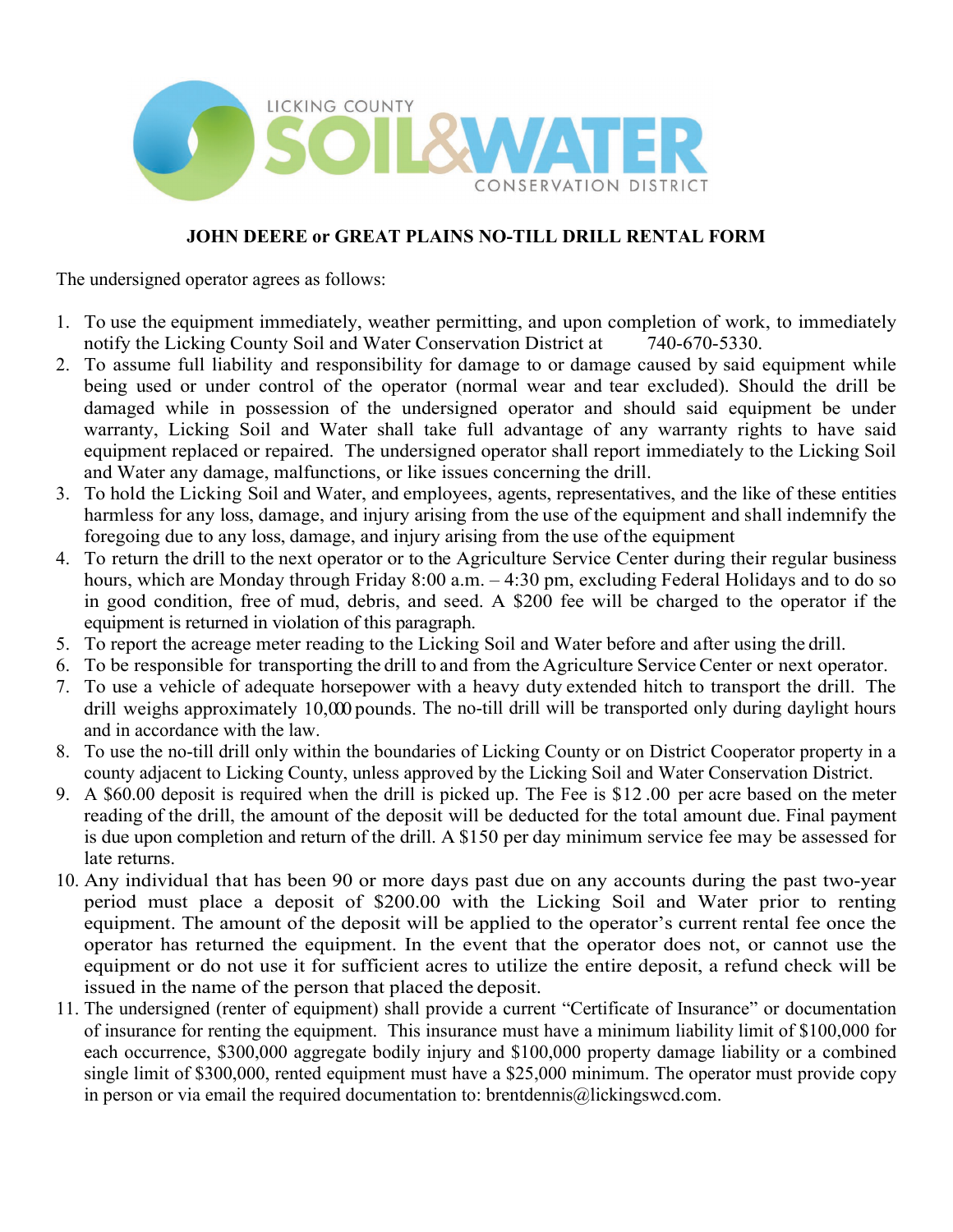LICKING COUNTY SOIL&WATER CONSERVATION DISTRICT

## JOHN DEERE or GREAT PLAINS NO-TILL DRILL RENTAL FORM

The undersigned operator agrees as follows:

1. To use the equipment immediately, weather permitting, and upon completion of work, to immediately notify the Licking County Soil and Water Conservation District at 740-670-5330.
2. To assume full liability and responsibility for damage to or damage caused by said equipment while being used or under control of the operator (normal wear and tear excluded). Should the drill be damaged while in possession of the undersigned operator and should said equipment be under warranty, Licking Soil and Water shall take full advantage of any warranty rights to have said equipment replaced or repaired. The undersigned operator shall report immediately to the Licking Soil and Water any damage, malfunctions, or like issues concerning the drill.
3. To hold the Licking Soil and Water, and employees, agents, representatives, and the like of these entities harmless for any loss, damage, and injury arising from the use of the equipment and shall indemnify the foregoing due to any loss, damage, and injury arising from the use of the equipment
4. To return the drill to the next operator or to the Agriculture Service Center during their regular business hours, which are Monday through Friday 8:00 a.m. – 4:30 pm, excluding Federal Holidays and to do so in good condition, free of mud, debris, and seed. A $200 fee will be charged to the operator if the equipment is returned in violation of this paragraph.
5. To report the acreage meter reading to the Licking Soil and Water before and after using the drill.
6. To be responsible for transporting the drill to and from the Agriculture Service Center or next operator.
7. To use a vehicle of adequate horsepower with a heavy duty extended hitch to transport the drill. The drill weighs approximately 10,000 pounds. The no-till drill will be transported only during daylight hours and in accordance with the law.
8. To use the no-till drill only within the boundaries of Licking County or on District Cooperator property in a county adjacent to Licking County, unless approved by the Licking Soil and Water Conservation District.
9. A $60.00 deposit is required when the drill is picked up. The Fee is $12 .00 per acre based on the meter reading of the drill, the amount of the deposit will be deducted for the total amount due. Final payment is due upon completion and return of the drill. A $150 per day minimum service fee may be assessed for late returns.
10. Any individual that has been 90 or more days past due on any accounts during the past two-year period must place a deposit of $200.00 with the Licking Soil and Water prior to renting equipment. The amount of the deposit will be applied to the operator's current rental fee once the operator has returned the equipment. In the event that the operator does not, or cannot use the equipment or do not use it for sufficient acres to utilize the entire deposit, a refund check will be issued in the name of the person that placed the deposit.
11. The undersigned (renter of equipment) shall provide a current "Certificate of Insurance" or documentation of insurance for renting the equipment. This insurance must have a minimum liability limit of $100,000 for each occurrence, $300,000 aggregate bodily injury and $100,000 property damage liability or a combined single limit of $300,000, rented equipment must have a $25,000 minimum. The operator must provide copy in person or via email the required documentation to: brentdennis@lickingswcd.com.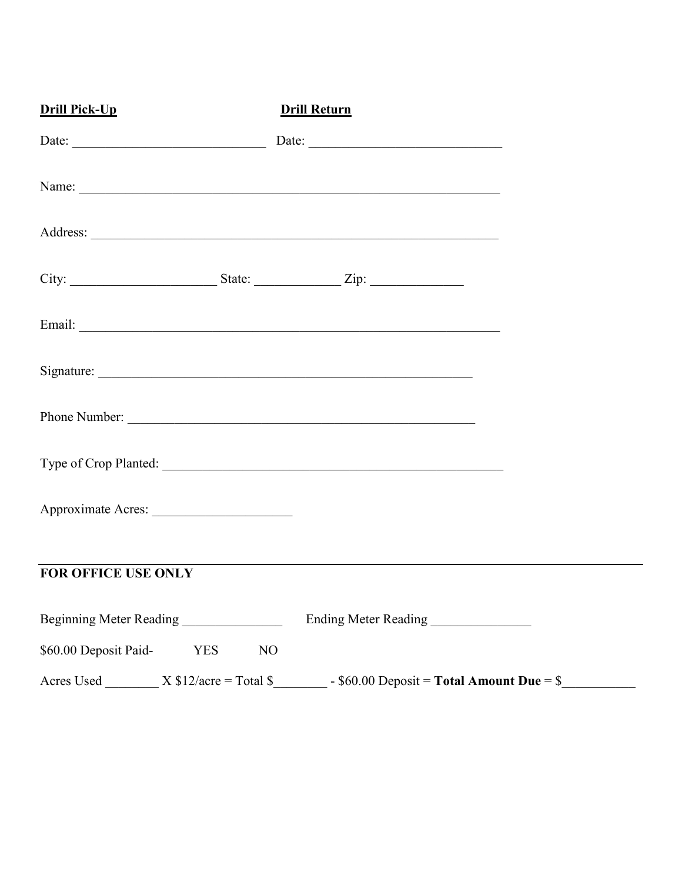**Drill Pick-Up** **Drill Return**

Date: ____________________________ Date: ____________________________

Name: ____________________________________________________________

Address: __________________________________________________________

City: ____________________ State: ____________ Zip: _____________

Email: ____________________________________________________________

Signature: _______________________________________________________

Phone Number: ___________________________________________________

Type of Crop Planted: _____________________________________________

Approximate Acres: ___________________

---

**FOR OFFICE USE ONLY**

Beginning Meter Reading _______________ Ending Meter Reading _______________

$60.00 Deposit Paid- YES NO

Acres Used ________ X $12/acre = Total $________ - $60.00 Deposit = **Total Amount Due** = $___________